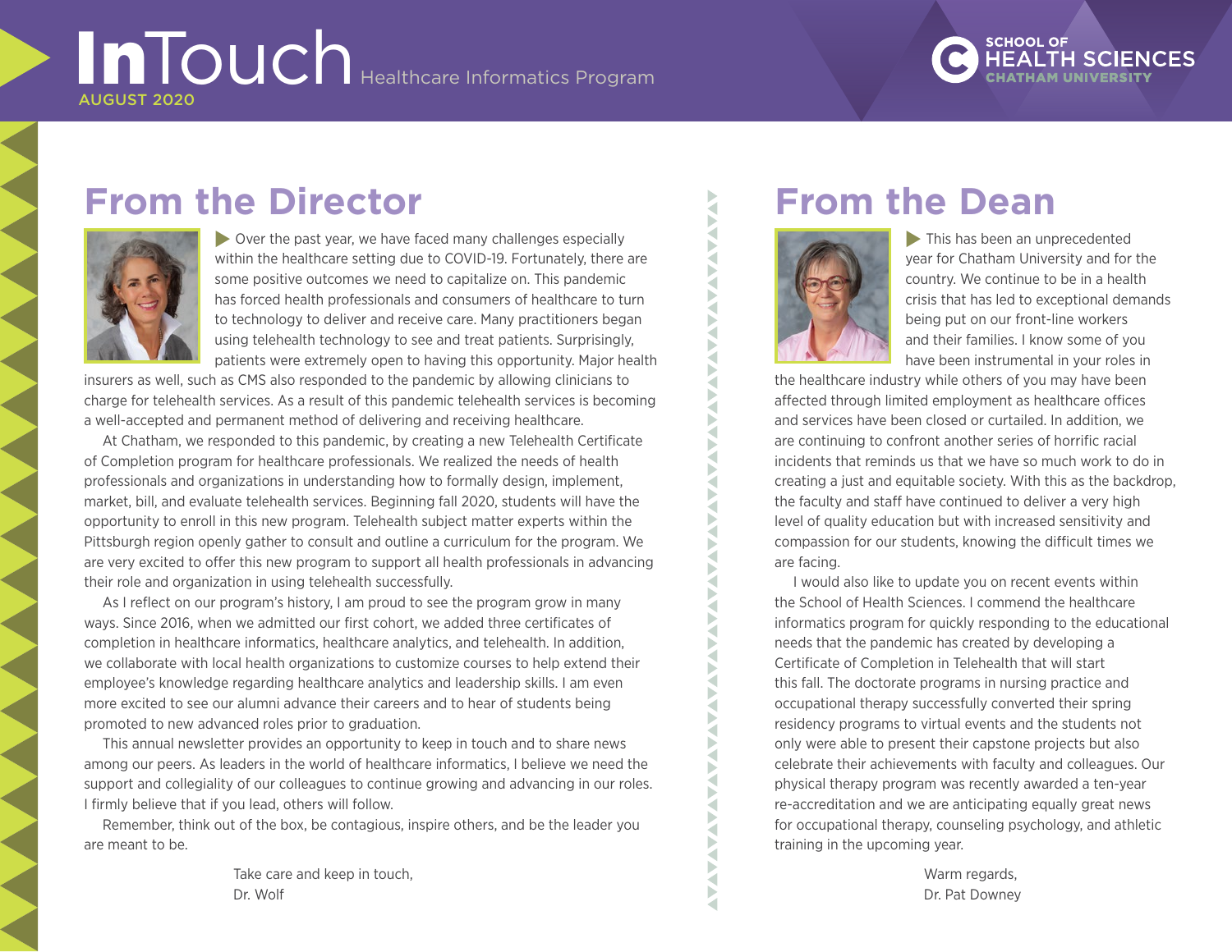# InTouch Healthcare Informatics Program

AUGUST 2020

SCHOOL OF HEALTH SCIENCES
CHATHAM UNIVERSITY

## From the Director

Over the past year, we have faced many challenges especially within the healthcare setting due to COVID-19. Fortunately, there are some positive outcomes we need to capitalize on. This pandemic has forced health professionals and consumers of healthcare to turn to technology to deliver and receive care. Many practitioners began using telehealth technology to see and treat patients. Surprisingly, patients were extremely open to having this opportunity. Major health insurers as well, such as CMS also responded to the pandemic by allowing clinicians to charge for telehealth services. As a result of this pandemic telehealth services is becoming a well-accepted and permanent method of delivering and receiving healthcare.

At Chatham, we responded to this pandemic, by creating a new Telehealth Certificate of Completion program for healthcare professionals. We realized the needs of health professionals and organizations in understanding how to formally design, implement, market, bill, and evaluate telehealth services. Beginning fall 2020, students will have the opportunity to enroll in this new program. Telehealth subject matter experts within the Pittsburgh region openly gather to consult and outline a curriculum for the program. We are very excited to offer this new program to support all health professionals in advancing their role and organization in using telehealth successfully.

As I reflect on our program's history, I am proud to see the program grow in many ways. Since 2016, when we admitted our first cohort, we added three certificates of completion in healthcare informatics, healthcare analytics, and telehealth. In addition, we collaborate with local health organizations to customize courses to help extend their employee's knowledge regarding healthcare analytics and leadership skills. I am even more excited to see our alumni advance their careers and to hear of students being promoted to new advanced roles prior to graduation.

This annual newsletter provides an opportunity to keep in touch and to share news among our peers. As leaders in the world of healthcare informatics, I believe we need the support and collegiality of our colleagues to continue growing and advancing in our roles. I firmly believe that if you lead, others will follow.

Remember, think out of the box, be contagious, inspire others, and be the leader you are meant to be.

Take care and keep in touch,
Dr. Wolf

## From the Dean

This has been an unprecedented year for Chatham University and for the country. We continue to be in a health crisis that has led to exceptional demands being put on our front-line workers and their families. I know some of you have been instrumental in your roles in the healthcare industry while others of you may have been affected through limited employment as healthcare offices and services have been closed or curtailed. In addition, we are continuing to confront another series of horrific racial incidents that reminds us that we have so much work to do in creating a just and equitable society. With this as the backdrop, the faculty and staff have continued to deliver a very high level of quality education but with increased sensitivity and compassion for our students, knowing the difficult times we are facing.

I would also like to update you on recent events within the School of Health Sciences. I commend the healthcare informatics program for quickly responding to the educational needs that the pandemic has created by developing a Certificate of Completion in Telehealth that will start this fall. The doctorate programs in nursing practice and occupational therapy successfully converted their spring residency programs to virtual events and the students not only were able to present their capstone projects but also celebrate their achievements with faculty and colleagues. Our physical therapy program was recently awarded a ten-year re-accreditation and we are anticipating equally great news for occupational therapy, counseling psychology, and athletic training in the upcoming year.

Warm regards,
Dr. Pat Downey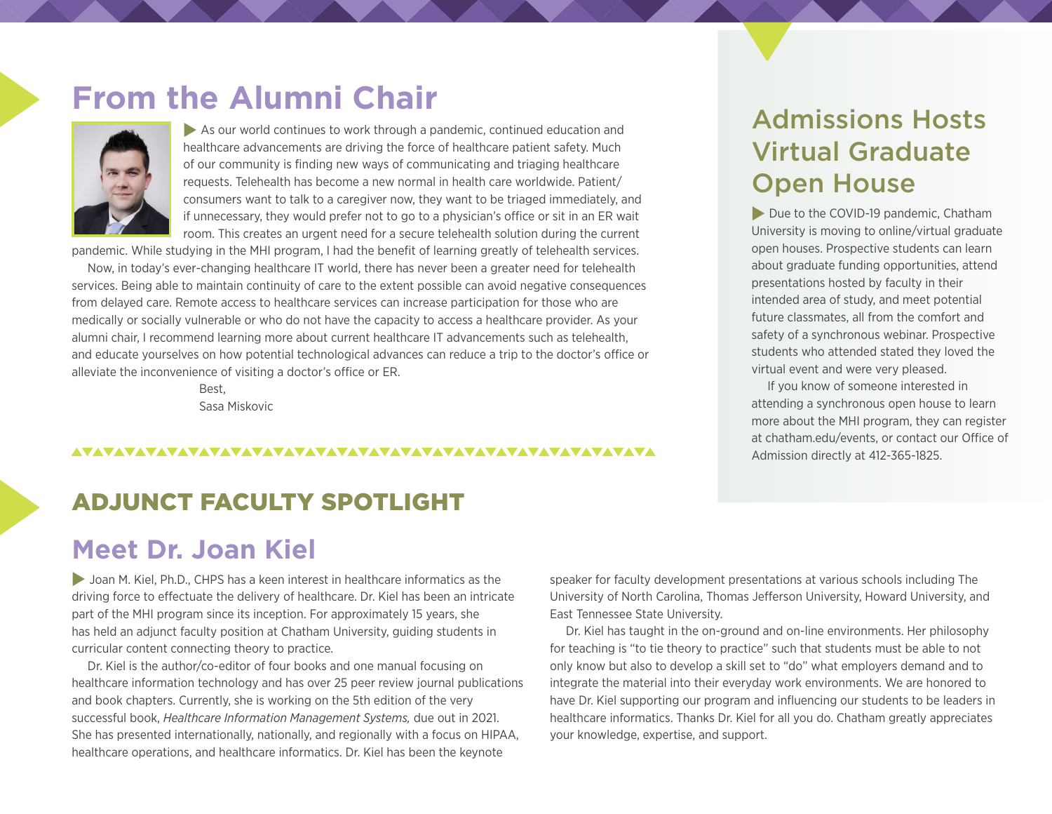## From the Alumni Chair

As our world continues to work through a pandemic, continued education and healthcare advancements are driving the force of healthcare patient safety. Much of our community is finding new ways of communicating and triaging healthcare requests. Telehealth has become a new normal in health care worldwide. Patient/consumers want to talk to a caregiver now, they want to be triaged immediately, and if unnecessary, they would prefer not to go to a physician's office or sit in an ER wait room. This creates an urgent need for a secure telehealth solution during the current pandemic. While studying in the MHI program, I had the benefit of learning greatly of telehealth services.

Now, in today's ever-changing healthcare IT world, there has never been a greater need for telehealth services. Being able to maintain continuity of care to the extent possible can avoid negative consequences from delayed care. Remote access to healthcare services can increase participation for those who are medically or socially vulnerable or who do not have the capacity to access a healthcare provider. As your alumni chair, I recommend learning more about current healthcare IT advancements such as telehealth, and educate yourselves on how potential technological advances can reduce a trip to the doctor's office or alleviate the inconvenience of visiting a doctor's office or ER.

Best,
Sasa Miskovic

## Admissions Hosts Virtual Graduate Open House

Due to the COVID-19 pandemic, Chatham University is moving to online/virtual graduate open houses. Prospective students can learn about graduate funding opportunities, attend presentations hosted by faculty in their intended area of study, and meet potential future classmates, all from the comfort and safety of a synchronous webinar. Prospective students who attended stated they loved the virtual event and were very pleased.

If you know of someone interested in attending a synchronous open house to learn more about the MHI program, they can register at chatham.edu/events, or contact our Office of Admission directly at 412-365-1825.

## ADJUNCT FACULTY SPOTLIGHT

### Meet Dr. Joan Kiel

Joan M. Kiel, Ph.D., CHPS has a keen interest in healthcare informatics as the driving force to effectuate the delivery of healthcare. Dr. Kiel has been an intricate part of the MHI program since its inception. For approximately 15 years, she has held an adjunct faculty position at Chatham University, guiding students in curricular content connecting theory to practice.

Dr. Kiel is the author/co-editor of four books and one manual focusing on healthcare information technology and has over 25 peer review journal publications and book chapters. Currently, she is working on the 5th edition of the very successful book, *Healthcare Information Management Systems,* due out in 2021. She has presented internationally, nationally, and regionally with a focus on HIPAA, healthcare operations, and healthcare informatics. Dr. Kiel has been the keynote speaker for faculty development presentations at various schools including The University of North Carolina, Thomas Jefferson University, Howard University, and East Tennessee State University.

Dr. Kiel has taught in the on-ground and on-line environments. Her philosophy for teaching is "to tie theory to practice" such that students must be able to not only know but also to develop a skill set to "do" what employers demand and to integrate the material into their everyday work environments. We are honored to have Dr. Kiel supporting our program and influencing our students to be leaders in healthcare informatics. Thanks Dr. Kiel for all you do. Chatham greatly appreciates your knowledge, expertise, and support.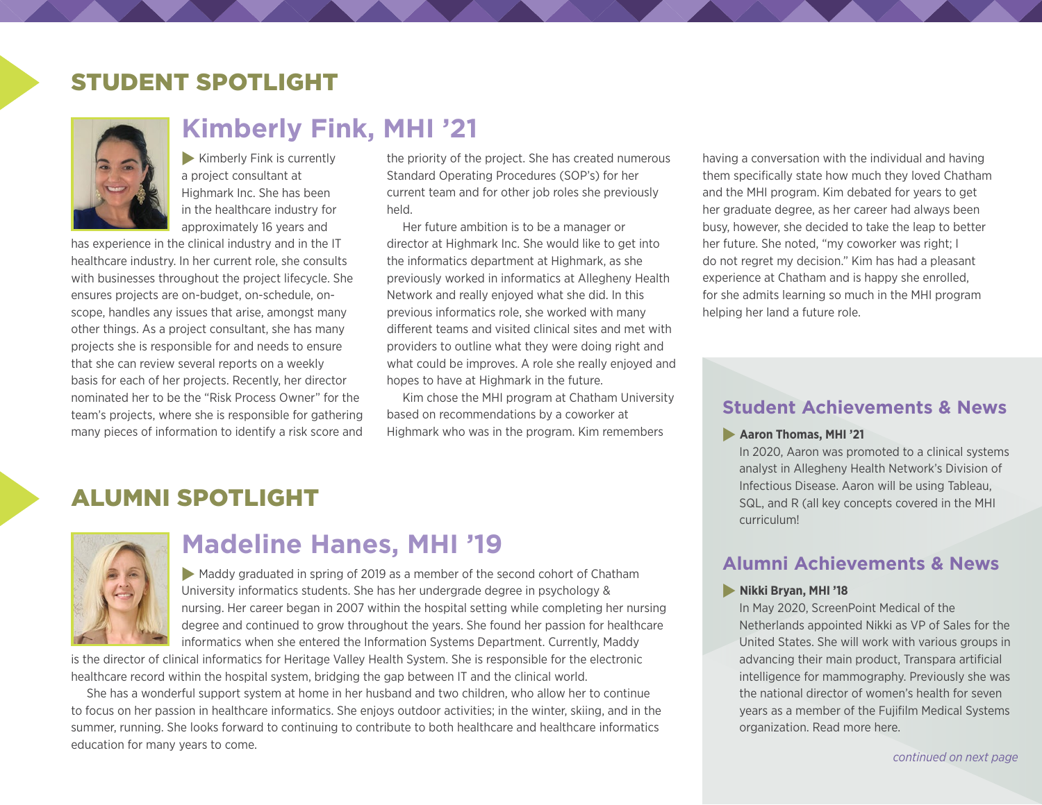# STUDENT SPOTLIGHT

## Kimberly Fink, MHI '21

Kimberly Fink is currently a project consultant at Highmark Inc. She has been in the healthcare industry for approximately 16 years and has experience in the clinical industry and in the IT healthcare industry. In her current role, she consults with businesses throughout the project lifecycle. She ensures projects are on-budget, on-schedule, on-scope, handles any issues that arise, amongst many other things. As a project consultant, she has many projects she is responsible for and needs to ensure that she can review several reports on a weekly basis for each of her projects. Recently, her director nominated her to be the "Risk Process Owner" for the team's projects, where she is responsible for gathering many pieces of information to identify a risk score and the priority of the project. She has created numerous Standard Operating Procedures (SOP's) for her current team and for other job roles she previously held.

Her future ambition is to be a manager or director at Highmark Inc. She would like to get into the informatics department at Highmark, as she previously worked in informatics at Allegheny Health Network and really enjoyed what she did. In this previous informatics role, she worked with many different teams and visited clinical sites and met with providers to outline what they were doing right and what could be improves. A role she really enjoyed and hopes to have at Highmark in the future.

Kim chose the MHI program at Chatham University based on recommendations by a coworker at Highmark who was in the program. Kim remembers having a conversation with the individual and having them specifically state how much they loved Chatham and the MHI program. Kim debated for years to get her graduate degree, as her career had always been busy, however, she decided to take the leap to better her future. She noted, "my coworker was right; I do not regret my decision." Kim has had a pleasant experience at Chatham and is happy she enrolled, for she admits learning so much in the MHI program helping her land a future role.

# ALUMNI SPOTLIGHT

## Madeline Hanes, MHI '19

Maddy graduated in spring of 2019 as a member of the second cohort of Chatham University informatics students. She has her undergrade degree in psychology & nursing. Her career began in 2007 within the hospital setting while completing her nursing degree and continued to grow throughout the years. She found her passion for healthcare informatics when she entered the Information Systems Department. Currently, Maddy is the director of clinical informatics for Heritage Valley Health System. She is responsible for the electronic healthcare record within the hospital system, bridging the gap between IT and the clinical world.

She has a wonderful support system at home in her husband and two children, who allow her to continue to focus on her passion in healthcare informatics. She enjoys outdoor activities; in the winter, skiing, and in the summer, running. She looks forward to continuing to contribute to both healthcare and healthcare informatics education for many years to come.

## Student Achievements & News

**Aaron Thomas, MHI '21**

In 2020, Aaron was promoted to a clinical systems analyst in Allegheny Health Network's Division of Infectious Disease. Aaron will be using Tableau, SQL, and R (all key concepts covered in the MHI curriculum!

## Alumni Achievements & News

**Nikki Bryan, MHI '18**

In May 2020, ScreenPoint Medical of the Netherlands appointed Nikki as VP of Sales for the United States. She will work with various groups in advancing their main product, Transpara artificial intelligence for mammography. Previously she was the national director of women's health for seven years as a member of the Fujifilm Medical Systems organization. Read more here.

*continued on next page*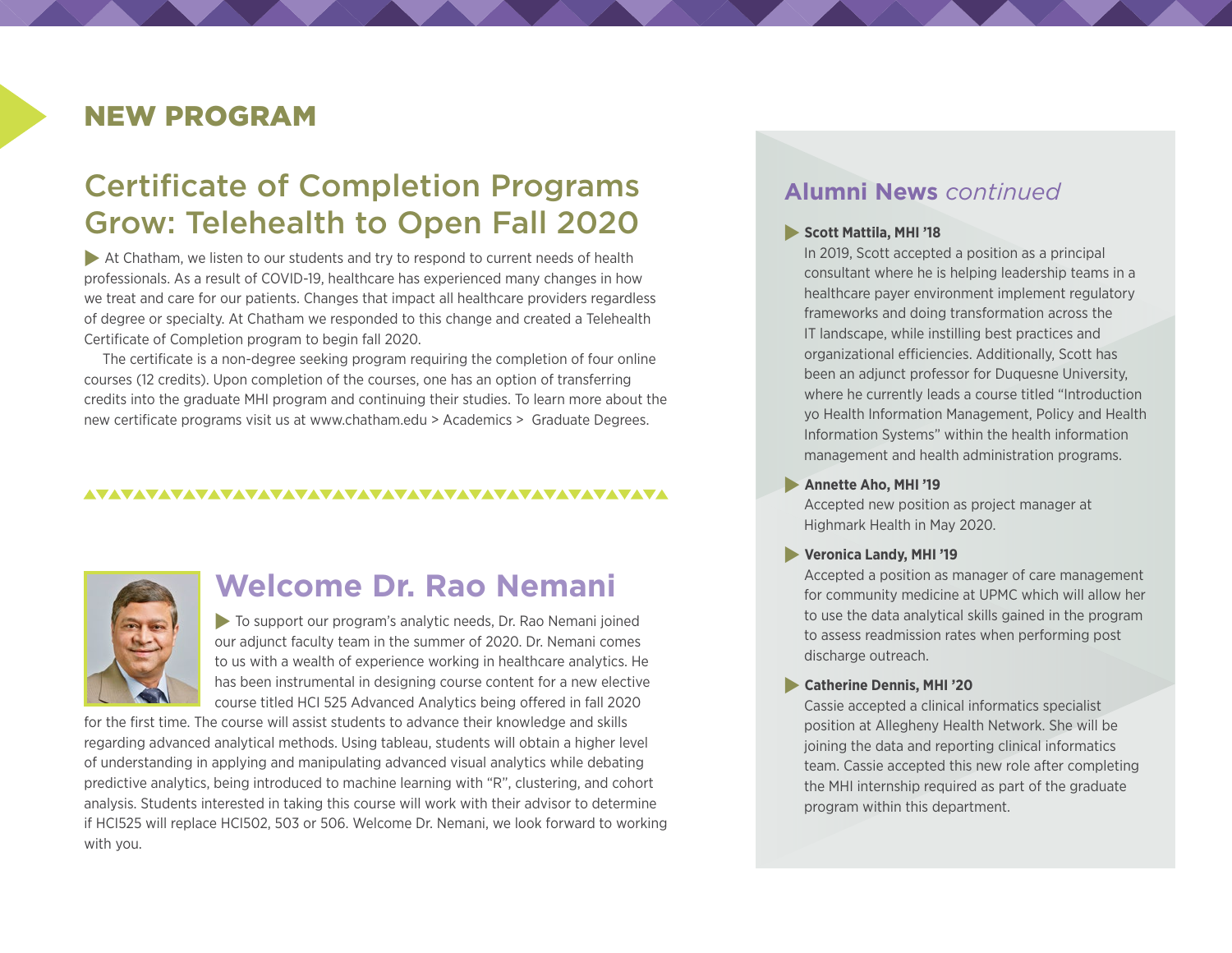## NEW PROGRAM

# Certificate of Completion Programs Grow: Telehealth to Open Fall 2020

At Chatham, we listen to our students and try to respond to current needs of health professionals. As a result of COVID-19, healthcare has experienced many changes in how we treat and care for our patients. Changes that impact all healthcare providers regardless of degree or specialty. At Chatham we responded to this change and created a Telehealth Certificate of Completion program to begin fall 2020.

The certificate is a non-degree seeking program requiring the completion of four online courses (12 credits). Upon completion of the courses, one has an option of transferring credits into the graduate MHI program and continuing their studies. To learn more about the new certificate programs visit us at www.chatham.edu > Academics > Graduate Degrees.

# Welcome Dr. Rao Nemani

To support our program's analytic needs, Dr. Rao Nemani joined our adjunct faculty team in the summer of 2020. Dr. Nemani comes to us with a wealth of experience working in healthcare analytics. He has been instrumental in designing course content for a new elective course titled HCI 525 Advanced Analytics being offered in fall 2020 for the first time. The course will assist students to advance their knowledge and skills regarding advanced analytical methods. Using tableau, students will obtain a higher level of understanding in applying and manipulating advanced visual analytics while debating predictive analytics, being introduced to machine learning with "R", clustering, and cohort analysis. Students interested in taking this course will work with their advisor to determine if HCI525 will replace HCI502, 503 or 506. Welcome Dr. Nemani, we look forward to working with you.

## Alumni News *continued*

**Scott Mattila, MHI '18**
In 2019, Scott accepted a position as a principal consultant where he is helping leadership teams in a healthcare payer environment implement regulatory frameworks and doing transformation across the IT landscape, while instilling best practices and organizational efficiencies. Additionally, Scott has been an adjunct professor for Duquesne University, where he currently leads a course titled "Introduction yo Health Information Management, Policy and Health Information Systems" within the health information management and health administration programs.

**Annette Aho, MHI '19**
Accepted new position as project manager at Highmark Health in May 2020.

**Veronica Landy, MHI '19**
Accepted a position as manager of care management for community medicine at UPMC which will allow her to use the data analytical skills gained in the program to assess readmission rates when performing post discharge outreach.

**Catherine Dennis, MHI '20**
Cassie accepted a clinical informatics specialist position at Allegheny Health Network. She will be joining the data and reporting clinical informatics team. Cassie accepted this new role after completing the MHI internship required as part of the graduate program within this department.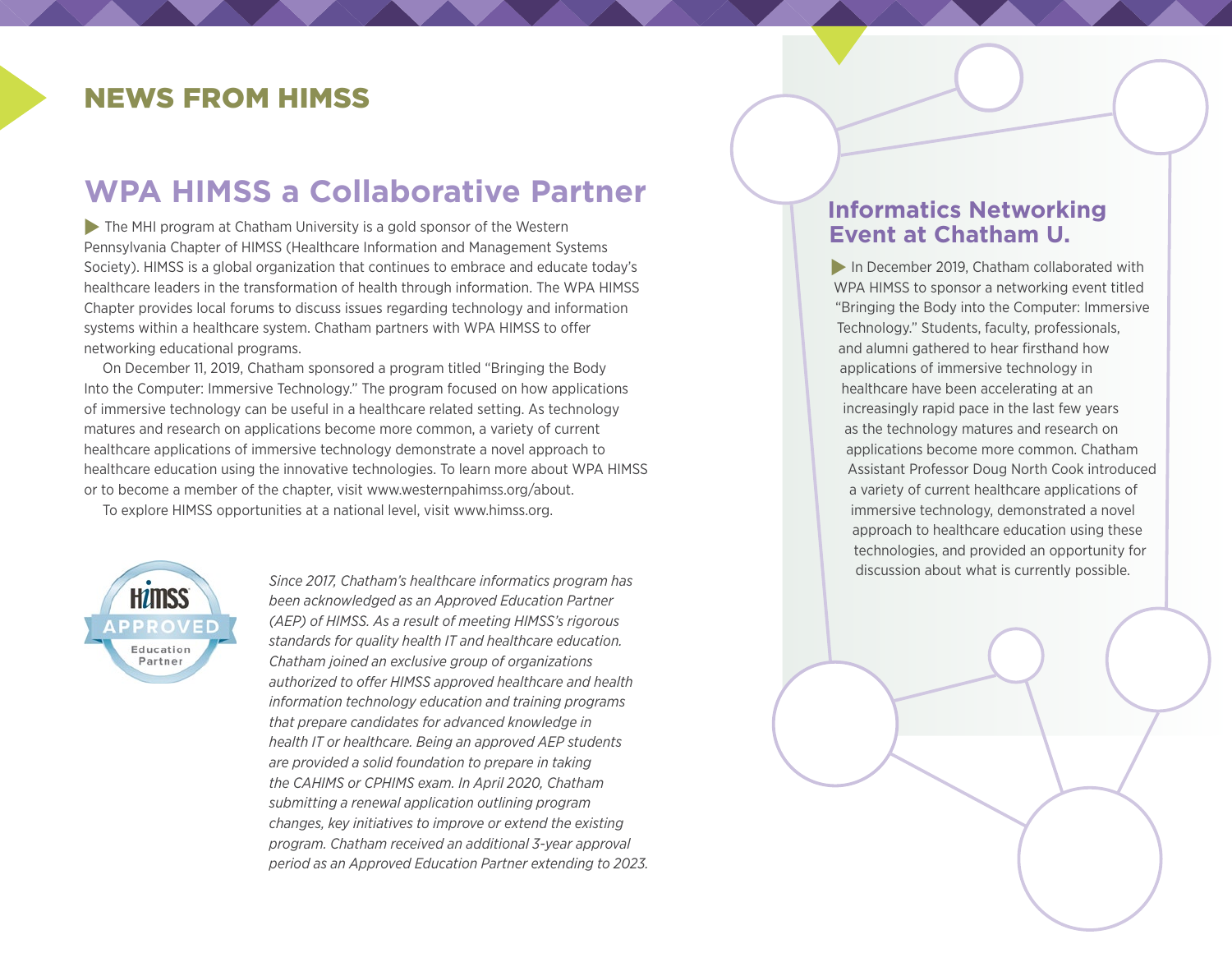## NEWS FROM HIMSS

# WPA HIMSS a Collaborative Partner

The MHI program at Chatham University is a gold sponsor of the Western Pennsylvania Chapter of HIMSS (Healthcare Information and Management Systems Society). HIMSS is a global organization that continues to embrace and educate today's healthcare leaders in the transformation of health through information. The WPA HIMSS Chapter provides local forums to discuss issues regarding technology and information systems within a healthcare system. Chatham partners with WPA HIMSS to offer networking educational programs.

On December 11, 2019, Chatham sponsored a program titled "Bringing the Body Into the Computer: Immersive Technology." The program focused on how applications of immersive technology can be useful in a healthcare related setting. As technology matures and research on applications become more common, a variety of current healthcare applications of immersive technology demonstrate a novel approach to healthcare education using the innovative technologies. To learn more about WPA HIMSS or to become a member of the chapter, visit www.westernpahimss.org/about.

To explore HIMSS opportunities at a national level, visit www.himss.org.

HIMSS APPROVED Education Partner

*Since 2017, Chatham's healthcare informatics program has been acknowledged as an Approved Education Partner (AEP) of HIMSS. As a result of meeting HIMSS's rigorous standards for quality health IT and healthcare education. Chatham joined an exclusive group of organizations authorized to offer HIMSS approved healthcare and health information technology education and training programs that prepare candidates for advanced knowledge in health IT or healthcare. Being an approved AEP students are provided a solid foundation to prepare in taking the CAHIMS or CPHIMS exam. In April 2020, Chatham submitting a renewal application outlining program changes, key initiatives to improve or extend the existing program. Chatham received an additional 3-year approval period as an Approved Education Partner extending to 2023.*

## Informatics Networking Event at Chatham U.

In December 2019, Chatham collaborated with WPA HIMSS to sponsor a networking event titled "Bringing the Body into the Computer: Immersive Technology." Students, faculty, professionals, and alumni gathered to hear firsthand how applications of immersive technology in healthcare have been accelerating at an increasingly rapid pace in the last few years as the technology matures and research on applications become more common. Chatham Assistant Professor Doug North Cook introduced a variety of current healthcare applications of immersive technology, demonstrated a novel approach to healthcare education using these technologies, and provided an opportunity for discussion about what is currently possible.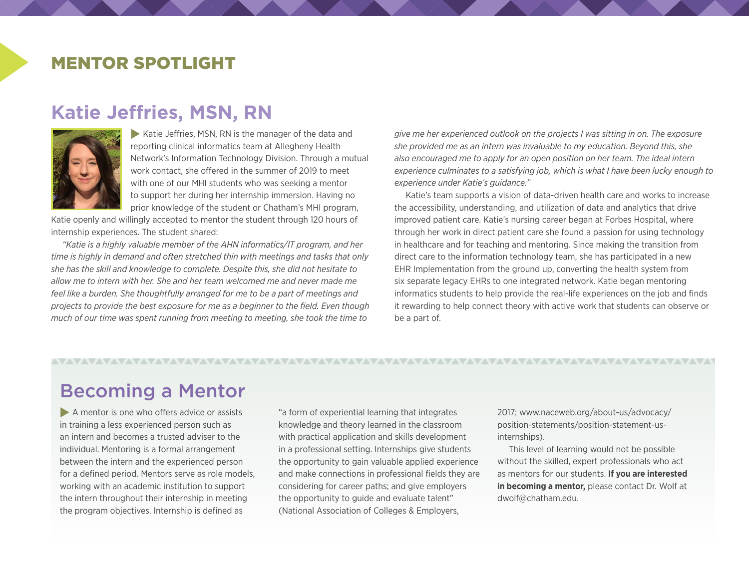# MENTOR SPOTLIGHT

## Katie Jeffries, MSN, RN

Katie Jeffries, MSN, RN is the manager of the data and reporting clinical informatics team at Allegheny Health Network's Information Technology Division. Through a mutual work contact, she offered in the summer of 2019 to meet with one of our MHI students who was seeking a mentor to support her during her internship immersion. Having no prior knowledge of the student or Chatham's MHI program, Katie openly and willingly accepted to mentor the student through 120 hours of internship experiences. The student shared:

*"Katie is a highly valuable member of the AHN informatics/IT program, and her time is highly in demand and often stretched thin with meetings and tasks that only she has the skill and knowledge to complete. Despite this, she did not hesitate to allow me to intern with her. She and her team welcomed me and never made me feel like a burden. She thoughtfully arranged for me to be a part of meetings and projects to provide the best exposure for me as a beginner to the field. Even though much of our time was spent running from meeting to meeting, she took the time to give me her experienced outlook on the projects I was sitting in on. The exposure she provided me as an intern was invaluable to my education. Beyond this, she also encouraged me to apply for an open position on her team. The ideal intern experience culminates to a satisfying job, which is what I have been lucky enough to experience under Katie's guidance."*

Katie's team supports a vision of data-driven health care and works to increase the accessibility, understanding, and utilization of data and analytics that drive improved patient care. Katie's nursing career began at Forbes Hospital, where through her work in direct patient care she found a passion for using technology in healthcare and for teaching and mentoring. Since making the transition from direct care to the information technology team, she has participated in a new EHR Implementation from the ground up, converting the health system from six separate legacy EHRs to one integrated network. Katie began mentoring informatics students to help provide the real-life experiences on the job and finds it rewarding to help connect theory with active work that students can observe or be a part of.

## Becoming a Mentor

A mentor is one who offers advice or assists in training a less experienced person such as an intern and becomes a trusted adviser to the individual. Mentoring is a formal arrangement between the intern and the experienced person for a defined period. Mentors serve as role models, working with an academic institution to support the intern throughout their internship in meeting the program objectives. Internship is defined as "a form of experiential learning that integrates knowledge and theory learned in the classroom with practical application and skills development in a professional setting. Internships give students the opportunity to gain valuable applied experience and make connections in professional fields they are considering for career paths; and give employers the opportunity to guide and evaluate talent" (National Association of Colleges & Employers, 2017; www.naceweb.org/about-us/advocacy/position-statements/position-statement-us-internships).

This level of learning would not be possible without the skilled, expert professionals who act as mentors for our students. **If you are interested in becoming a mentor,** please contact Dr. Wolf at dwolf@chatham.edu.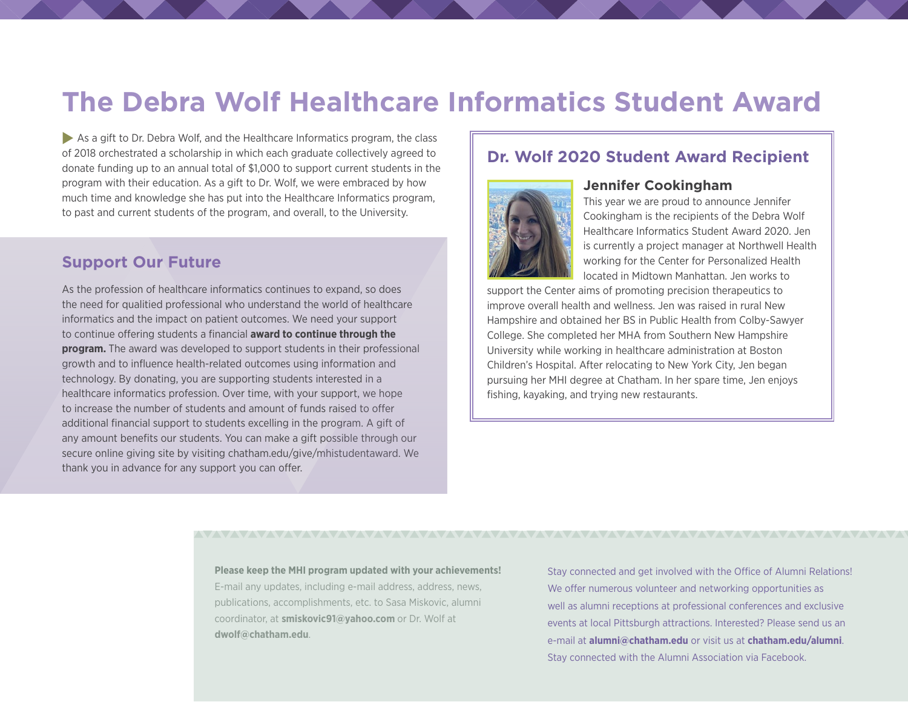# The Debra Wolf Healthcare Informatics Student Award

As a gift to Dr. Debra Wolf, and the Healthcare Informatics program, the class of 2018 orchestrated a scholarship in which each graduate collectively agreed to donate funding up to an annual total of $1,000 to support current students in the program with their education. As a gift to Dr. Wolf, we were embraced by how much time and knowledge she has put into the Healthcare Informatics program, to past and current students of the program, and overall, to the University.

## Support Our Future

As the profession of healthcare informatics continues to expand, so does the need for qualitied professional who understand the world of healthcare informatics and the impact on patient outcomes. We need your support to continue offering students a financial **award to continue through the program.** The award was developed to support students in their professional growth and to influence health-related outcomes using information and technology. By donating, you are supporting students interested in a healthcare informatics profession. Over time, with your support, we hope to increase the number of students and amount of funds raised to offer additional financial support to students excelling in the program. A gift of any amount benefits our students. You can make a gift possible through our secure online giving site by visiting chatham.edu/give/mhistudentaward. We thank you in advance for any support you can offer.

## Dr. Wolf 2020 Student Award Recipient

### Jennifer Cookingham

This year we are proud to announce Jennifer Cookingham is the recipients of the Debra Wolf Healthcare Informatics Student Award 2020. Jen is currently a project manager at Northwell Health working for the Center for Personalized Health located in Midtown Manhattan. Jen works to support the Center aims of promoting precision therapeutics to improve overall health and wellness. Jen was raised in rural New Hampshire and obtained her BS in Public Health from Colby-Sawyer College. She completed her MHA from Southern New Hampshire University while working in healthcare administration at Boston Children's Hospital. After relocating to New York City, Jen began pursuing her MHI degree at Chatham. In her spare time, Jen enjoys fishing, kayaking, and trying new restaurants.

**Please keep the MHI program updated with your achievements!** E-mail any updates, including e-mail address, address, news, publications, accomplishments, etc. to Sasa Miskovic, alumni coordinator, at **smiskovic91@yahoo.com** or Dr. Wolf at **dwolf@chatham.edu**.

Stay connected and get involved with the Office of Alumni Relations! We offer numerous volunteer and networking opportunities as well as alumni receptions at professional conferences and exclusive events at local Pittsburgh attractions. Interested? Please send us an e-mail at **alumni@chatham.edu** or visit us at **chatham.edu/alumni**. Stay connected with the Alumni Association via Facebook.